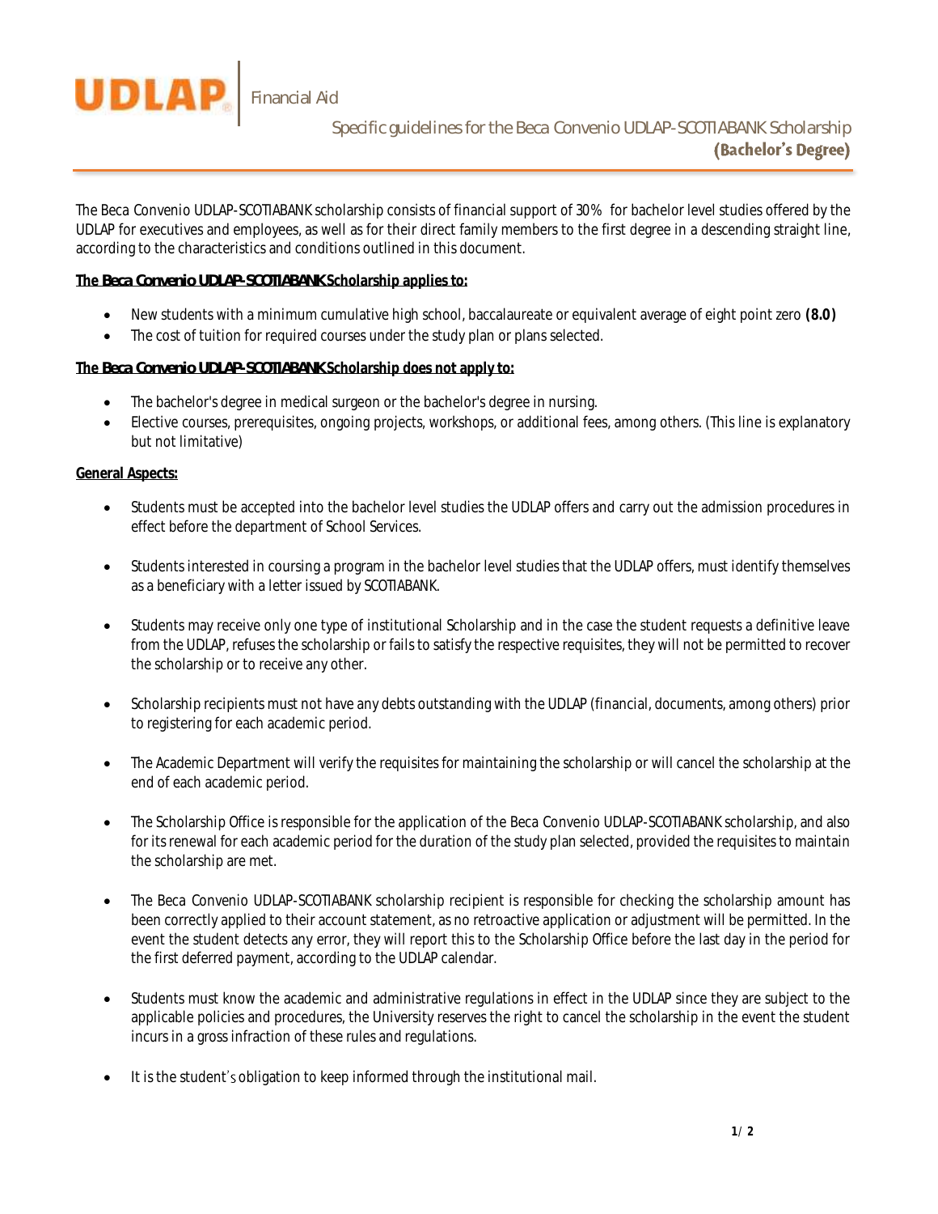UDLAP | Financial Aid

Specific guidelines for the Beca Convenio UDLAP-SCOTIABANK Scholarship **(Bachelor's Degree)**

The Beca Convenio UDLAP-SCOTIABANK scholarship consists of financial support of 30% for bachelor level studies offered by the UDLAP for executives and employees, as well as for their direct family members to the first degree in a descending straight line, according to the characteristics and conditions outlined in this document.

**The Beca Convenio UDLAP-SCOTIABANK Scholarship applies to:**

- New students with a minimum cumulative high school, baccalaureate or equivalent average of eight point zero **(8.0)**
- The cost of tuition for required courses under the study plan or plans selected.

**The Beca Convenio UDLAP-SCOTIABANK Scholarship does not apply to:**

- The bachelor's degree in medical surgeon or the bachelor's degree in nursing.
- Elective courses, prerequisites, ongoing projects, workshops, or additional fees, among others. (This line is explanatory but not limitative)

**General Aspects:**

- Students must be accepted into the bachelor level studies the UDLAP offers and carry out the admission procedures in effect before the department of School Services.
- Students interested in coursing a program in the bachelor level studies that the UDLAP offers, must identify themselves as a beneficiary with a letter issued by SCOTIABANK.
- Students may receive only one type of institutional Scholarship and in the case the student requests a definitive leave from the UDLAP, refuses the scholarship or fails to satisfy the respective requisites, they will not be permitted to recover the scholarship or to receive any other.
- Scholarship recipients must not have any debts outstanding with the UDLAP (financial, documents, among others) prior to registering for each academic period.
- The Academic Department will verify the requisites for maintaining the scholarship or will cancel the scholarship at the end of each academic period.
- The Scholarship Office is responsible for the application of the Beca Convenio UDLAP-SCOTIABANK scholarship, and also for its renewal for each academic period for the duration of the study plan selected, provided the requisites to maintain the scholarship are met.
- The Beca Convenio UDLAP-SCOTIABANK scholarship recipient is responsible for checking the scholarship amount has been correctly applied to their account statement, as no retroactive application or adjustment will be permitted. In the event the student detects any error, they will report this to the Scholarship Office before the last day in the period for the first deferred payment, according to the UDLAP calendar.
- Students must know the academic and administrative regulations in effect in the UDLAP since they are subject to the applicable policies and procedures, the University reserves the right to cancel the scholarship in the event the student incurs in a gross infraction of these rules and regulations.
- It is the student's obligation to keep informed through the institutional mail.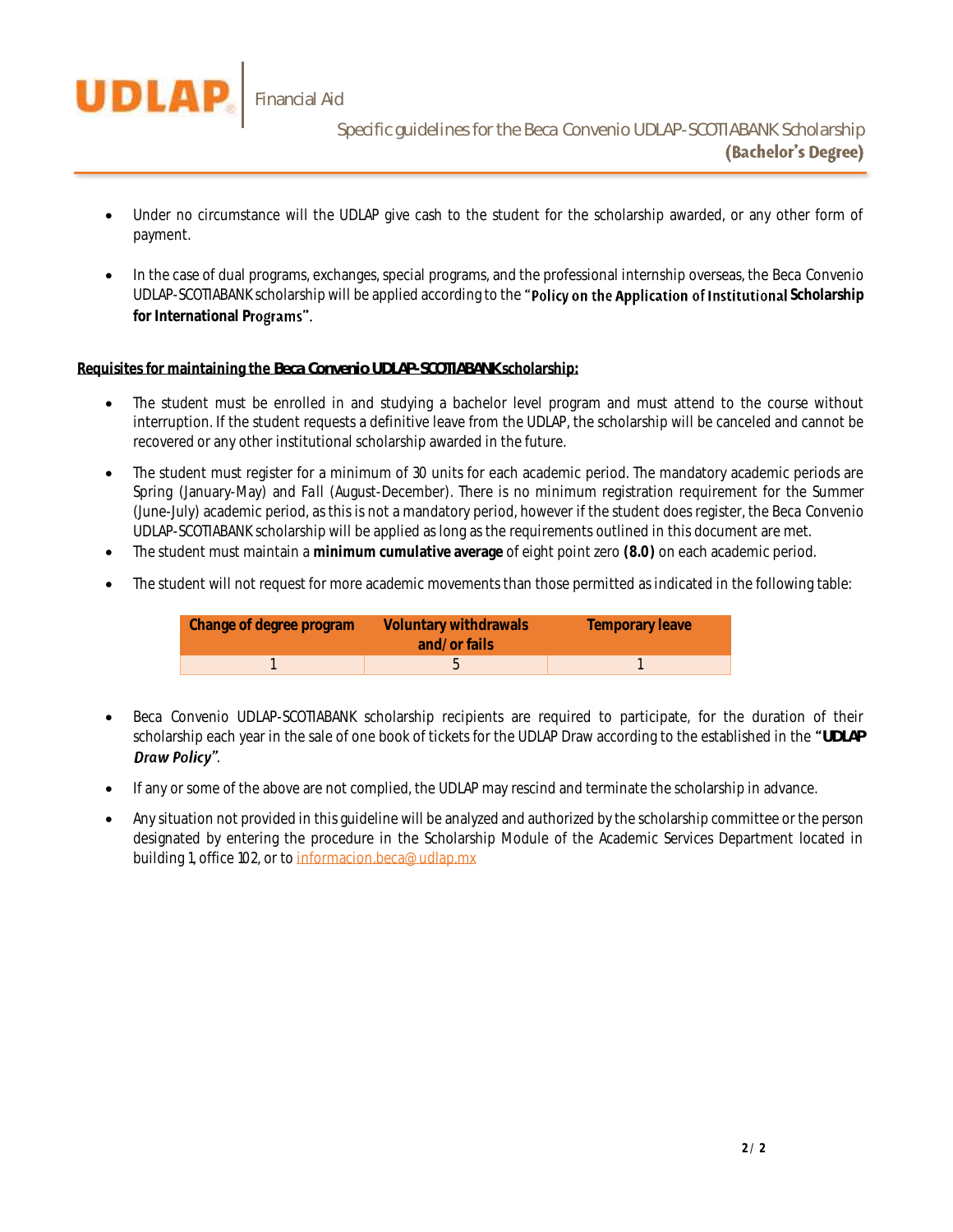- Under no circumstance will the UDLAP give cash to the student for the scholarship awarded, or any other form of payment.

- In the case of dual programs, exchanges, special programs, and the professional internship overseas, the Beca Convenio UDLAP-SCOTIABANK scholarship will be applied according to the **"Policy on the Application of Institutional Scholarship for International Programs"**.

**Requisites for maintaining the *Beca Convenio UDLAP-SCOTIABANK* scholarship:**

- The student must be enrolled in and studying a bachelor level program and must attend to the course without interruption. If the student requests a definitive leave from the UDLAP, the scholarship will be canceled and cannot be recovered or any other institutional scholarship awarded in the future.
- The student must register for a minimum of 30 units for each academic period. The mandatory academic periods are Spring (January-May) and Fall (August-December). There is no minimum registration requirement for the Summer (June-July) academic period, as this is not a mandatory period, however if the student does register, the Beca Convenio UDLAP-SCOTIABANK scholarship will be applied as long as the requirements outlined in this document are met.
- The student must maintain a **minimum cumulative average** of eight point zero **(8.0)** on each academic period.
- The student will not request for more academic movements than those permitted as indicated in the following table:

| Change of degree program | Voluntary withdrawals and/or fails | Temporary leave |
|---|---|---|
| 1 | 5 | 1 |

- Beca Convenio UDLAP-SCOTIABANK scholarship recipients are required to participate, for the duration of their scholarship each year in the sale of one book of tickets for the UDLAP Draw according to the established in the ***"UDLAP Draw Policy"***.
- If any or some of the above are not complied, the UDLAP may rescind and terminate the scholarship in advance.
- Any situation not provided in this guideline will be analyzed and authorized by the scholarship committee or the person designated by entering the procedure in the Scholarship Module of the Academic Services Department located in building 1, office 102, or to informacion.beca@udlap.mx